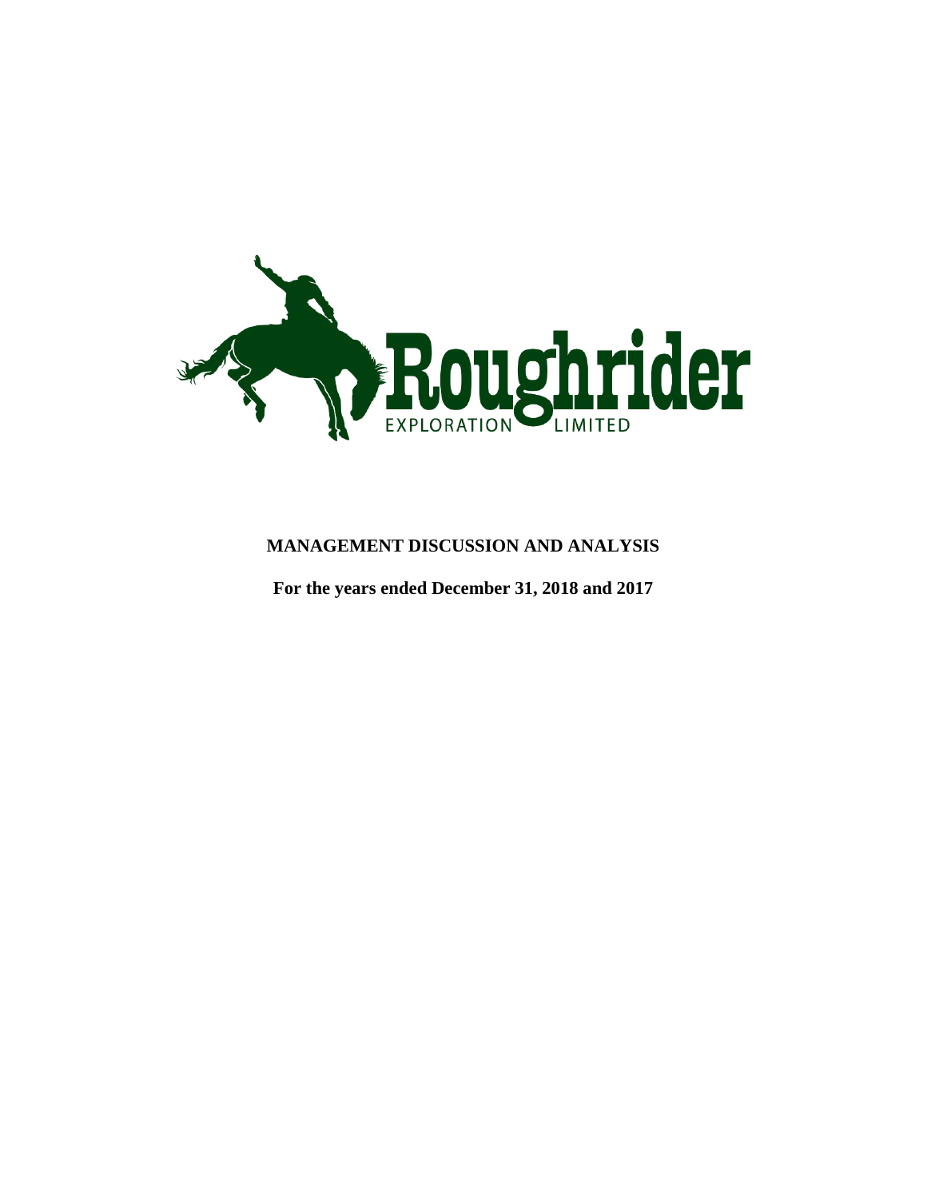Roughrider

EXPLORATION LIMITED

# MANAGEMENT DISCUSSION AND ANALYSIS

**For the years ended December 31, 2018 and 2017**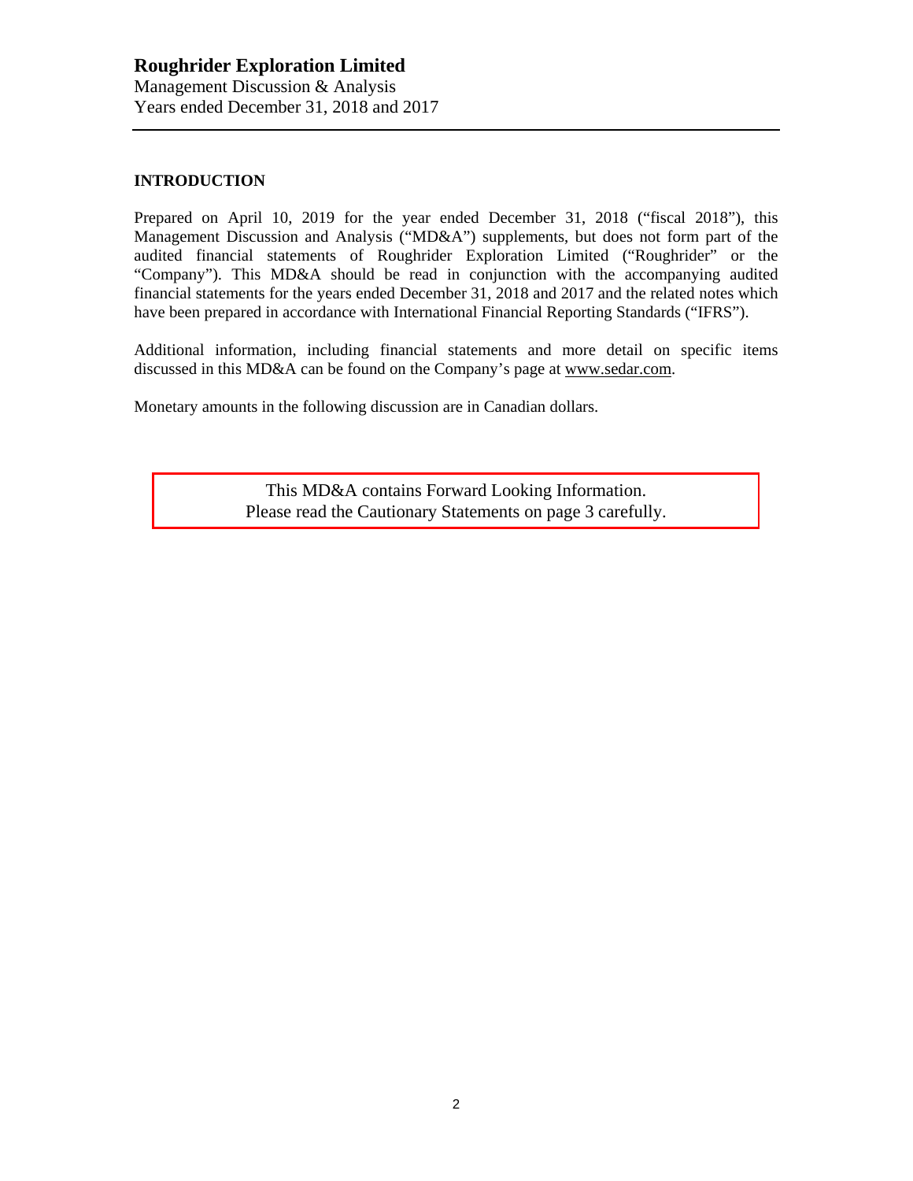## INTRODUCTION

Prepared on April 10, 2019 for the year ended December 31, 2018 ("fiscal 2018"), this Management Discussion and Analysis ("MD&A") supplements, but does not form part of the audited financial statements of Roughrider Exploration Limited ("Roughrider" or the "Company"). This MD&A should be read in conjunction with the accompanying audited financial statements for the years ended December 31, 2018 and 2017 and the related notes which have been prepared in accordance with International Financial Reporting Standards ("IFRS").

Additional information, including financial statements and more detail on specific items discussed in this MD&A can be found on the Company's page at www.sedar.com.

Monetary amounts in the following discussion are in Canadian dollars.

This MD&A contains Forward Looking Information.
Please read the Cautionary Statements on page 3 carefully.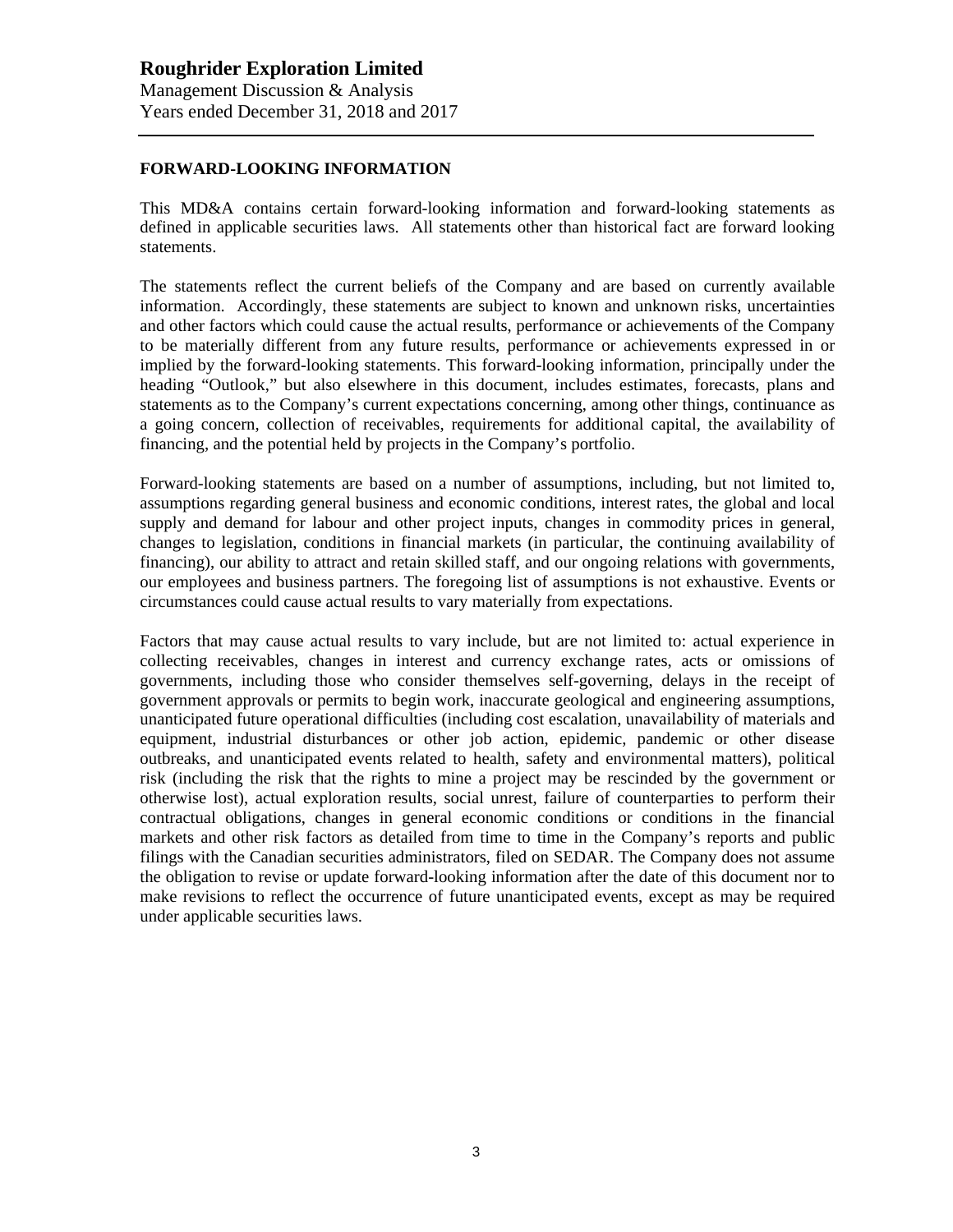## FORWARD-LOOKING INFORMATION

This MD&A contains certain forward-looking information and forward-looking statements as defined in applicable securities laws. All statements other than historical fact are forward looking statements.

The statements reflect the current beliefs of the Company and are based on currently available information. Accordingly, these statements are subject to known and unknown risks, uncertainties and other factors which could cause the actual results, performance or achievements of the Company to be materially different from any future results, performance or achievements expressed in or implied by the forward-looking statements. This forward-looking information, principally under the heading "Outlook," but also elsewhere in this document, includes estimates, forecasts, plans and statements as to the Company's current expectations concerning, among other things, continuance as a going concern, collection of receivables, requirements for additional capital, the availability of financing, and the potential held by projects in the Company's portfolio.

Forward-looking statements are based on a number of assumptions, including, but not limited to, assumptions regarding general business and economic conditions, interest rates, the global and local supply and demand for labour and other project inputs, changes in commodity prices in general, changes to legislation, conditions in financial markets (in particular, the continuing availability of financing), our ability to attract and retain skilled staff, and our ongoing relations with governments, our employees and business partners. The foregoing list of assumptions is not exhaustive. Events or circumstances could cause actual results to vary materially from expectations.

Factors that may cause actual results to vary include, but are not limited to: actual experience in collecting receivables, changes in interest and currency exchange rates, acts or omissions of governments, including those who consider themselves self-governing, delays in the receipt of government approvals or permits to begin work, inaccurate geological and engineering assumptions, unanticipated future operational difficulties (including cost escalation, unavailability of materials and equipment, industrial disturbances or other job action, epidemic, pandemic or other disease outbreaks, and unanticipated events related to health, safety and environmental matters), political risk (including the risk that the rights to mine a project may be rescinded by the government or otherwise lost), actual exploration results, social unrest, failure of counterparties to perform their contractual obligations, changes in general economic conditions or conditions in the financial markets and other risk factors as detailed from time to time in the Company's reports and public filings with the Canadian securities administrators, filed on SEDAR. The Company does not assume the obligation to revise or update forward-looking information after the date of this document nor to make revisions to reflect the occurrence of future unanticipated events, except as may be required under applicable securities laws.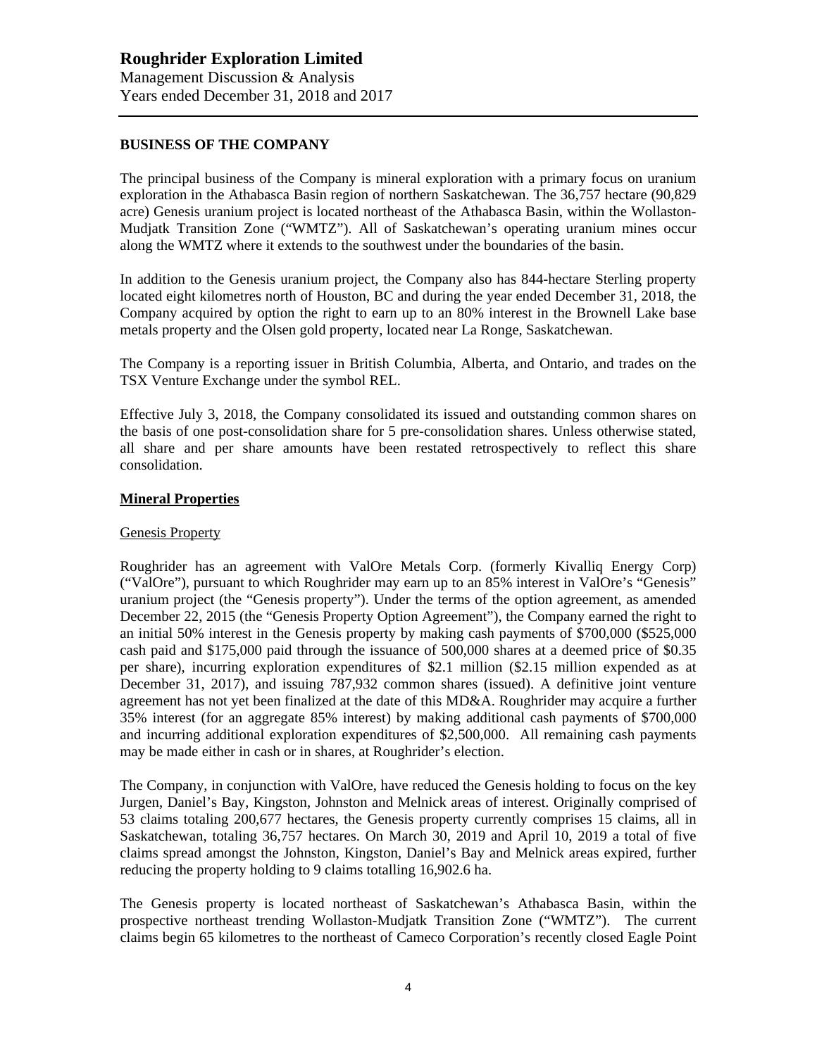## BUSINESS OF THE COMPANY

The principal business of the Company is mineral exploration with a primary focus on uranium exploration in the Athabasca Basin region of northern Saskatchewan. The 36,757 hectare (90,829 acre) Genesis uranium project is located northeast of the Athabasca Basin, within the Wollaston-Mudjatk Transition Zone ("WMTZ"). All of Saskatchewan's operating uranium mines occur along the WMTZ where it extends to the southwest under the boundaries of the basin.

In addition to the Genesis uranium project, the Company also has 844-hectare Sterling property located eight kilometres north of Houston, BC and during the year ended December 31, 2018, the Company acquired by option the right to earn up to an 80% interest in the Brownell Lake base metals property and the Olsen gold property, located near La Ronge, Saskatchewan.

The Company is a reporting issuer in British Columbia, Alberta, and Ontario, and trades on the TSX Venture Exchange under the symbol REL.

Effective July 3, 2018, the Company consolidated its issued and outstanding common shares on the basis of one post-consolidation share for 5 pre-consolidation shares. Unless otherwise stated, all share and per share amounts have been restated retrospectively to reflect this share consolidation.

### Mineral Properties

#### Genesis Property

Roughrider has an agreement with ValOre Metals Corp. (formerly Kivalliq Energy Corp) ("ValOre"), pursuant to which Roughrider may earn up to an 85% interest in ValOre's "Genesis" uranium project (the "Genesis property"). Under the terms of the option agreement, as amended December 22, 2015 (the "Genesis Property Option Agreement"), the Company earned the right to an initial 50% interest in the Genesis property by making cash payments of $700,000 ($525,000 cash paid and $175,000 paid through the issuance of 500,000 shares at a deemed price of $0.35 per share), incurring exploration expenditures of $2.1 million ($2.15 million expended as at December 31, 2017), and issuing 787,932 common shares (issued). A definitive joint venture agreement has not yet been finalized at the date of this MD&A. Roughrider may acquire a further 35% interest (for an aggregate 85% interest) by making additional cash payments of $700,000 and incurring additional exploration expenditures of $2,500,000. All remaining cash payments may be made either in cash or in shares, at Roughrider's election.

The Company, in conjunction with ValOre, have reduced the Genesis holding to focus on the key Jurgen, Daniel's Bay, Kingston, Johnston and Melnick areas of interest. Originally comprised of 53 claims totaling 200,677 hectares, the Genesis property currently comprises 15 claims, all in Saskatchewan, totaling 36,757 hectares. On March 30, 2019 and April 10, 2019 a total of five claims spread amongst the Johnston, Kingston, Daniel's Bay and Melnick areas expired, further reducing the property holding to 9 claims totalling 16,902.6 ha.

The Genesis property is located northeast of Saskatchewan's Athabasca Basin, within the prospective northeast trending Wollaston-Mudjatk Transition Zone ("WMTZ"). The current claims begin 65 kilometres to the northeast of Cameco Corporation's recently closed Eagle Point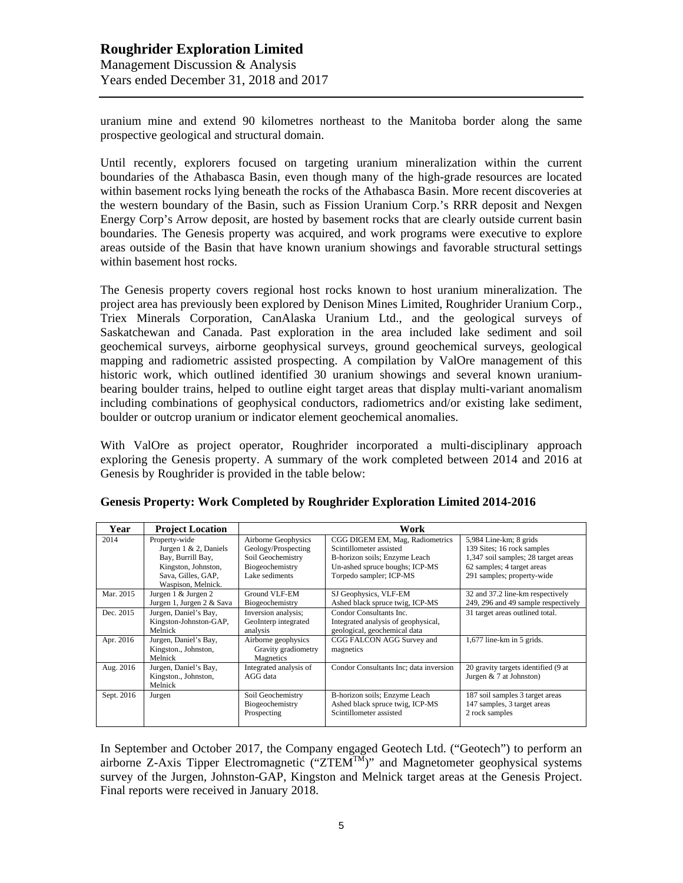uranium mine and extend 90 kilometres northeast to the Manitoba border along the same prospective geological and structural domain.

Until recently, explorers focused on targeting uranium mineralization within the current boundaries of the Athabasca Basin, even though many of the high-grade resources are located within basement rocks lying beneath the rocks of the Athabasca Basin. More recent discoveries at the western boundary of the Basin, such as Fission Uranium Corp.'s RRR deposit and Nexgen Energy Corp's Arrow deposit, are hosted by basement rocks that are clearly outside current basin boundaries. The Genesis property was acquired, and work programs were executive to explore areas outside of the Basin that have known uranium showings and favorable structural settings within basement host rocks.

The Genesis property covers regional host rocks known to host uranium mineralization. The project area has previously been explored by Denison Mines Limited, Roughrider Uranium Corp., Triex Minerals Corporation, CanAlaska Uranium Ltd., and the geological surveys of Saskatchewan and Canada. Past exploration in the area included lake sediment and soil geochemical surveys, airborne geophysical surveys, ground geochemical surveys, geological mapping and radiometric assisted prospecting. A compilation by ValOre management of this historic work, which outlined identified 30 uranium showings and several known uranium-bearing boulder trains, helped to outline eight target areas that display multi-variant anomalism including combinations of geophysical conductors, radiometrics and/or existing lake sediment, boulder or outcrop uranium or indicator element geochemical anomalies.

With ValOre as project operator, Roughrider incorporated a multi-disciplinary approach exploring the Genesis property. A summary of the work completed between 2014 and 2016 at Genesis by Roughrider is provided in the table below:

**Genesis Property: Work Completed by Roughrider Exploration Limited 2014-2016**

| Year | Project Location | Work | | |
|---|---|---|---|---|
| 2014 | Property-wide<br>Jurgen 1 & 2, Daniels Bay, Burrill Bay, Kingston, Johnston, Sava, Gilles, GAP, Waspison, Melnick. | Airborne Geophysics<br>Geology/Prospecting<br>Soil Geochemistry<br>Biogeochemistry<br>Lake sediments | CGG DIGEM EM, Mag, Radiometrics<br>Scintillometer assisted<br>B-horizon soils; Enzyme Leach<br>Un-ashed spruce boughs; ICP-MS<br>Torpedo sampler; ICP-MS | 5,984 Line-km; 8 grids<br>139 Sites; 16 rock samples<br>1,347 soil samples; 28 target areas<br>62 samples; 4 target areas<br>291 samples; property-wide |
| Mar. 2015 | Jurgen 1 & Jurgen 2<br>Jurgen 1, Jurgen 2 & Sava | Ground VLF-EM<br>Biogeochemistry | SJ Geophysics, VLF-EM<br>Ashed black spruce twig, ICP-MS | 32 and 37.2 line-km respectively<br>249, 296 and 49 sample respectively |
| Dec. 2015 | Jurgen, Daniel's Bay, Kingston-Johnston-GAP, Melnick | Inversion analysis; GeoInterp integrated analysis | Condor Consultants Inc.<br>Integrated analysis of geophysical, geological, geochemical data | 31 target areas outlined total. |
| Apr. 2016 | Jurgen, Daniel's Bay, Kingston., Johnston, Melnick | Airborne geophysics<br>Gravity gradiometry<br>Magnetics | CGG FALCON AGG Survey and magnetics | 1,677 line-km in 5 grids. |
| Aug. 2016 | Jurgen, Daniel's Bay, Kingston., Johnston, Melnick | Integrated analysis of AGG data | Condor Consultants Inc; data inversion | 20 gravity targets identified (9 at Jurgen & 7 at Johnston) |
| Sept. 2016 | Jurgen | Soil Geochemistry<br>Biogeochemistry<br>Prospecting | B-horizon soils; Enzyme Leach<br>Ashed black spruce twig, ICP-MS<br>Scintillometer assisted | 187 soil samples 3 target areas<br>147 samples, 3 target areas<br>2 rock samples |

In September and October 2017, the Company engaged Geotech Ltd. ("Geotech") to perform an airborne Z-Axis Tipper Electromagnetic ("ZTEM™") and Magnetometer geophysical systems survey of the Jurgen, Johnston-GAP, Kingston and Melnick target areas at the Genesis Project. Final reports were received in January 2018.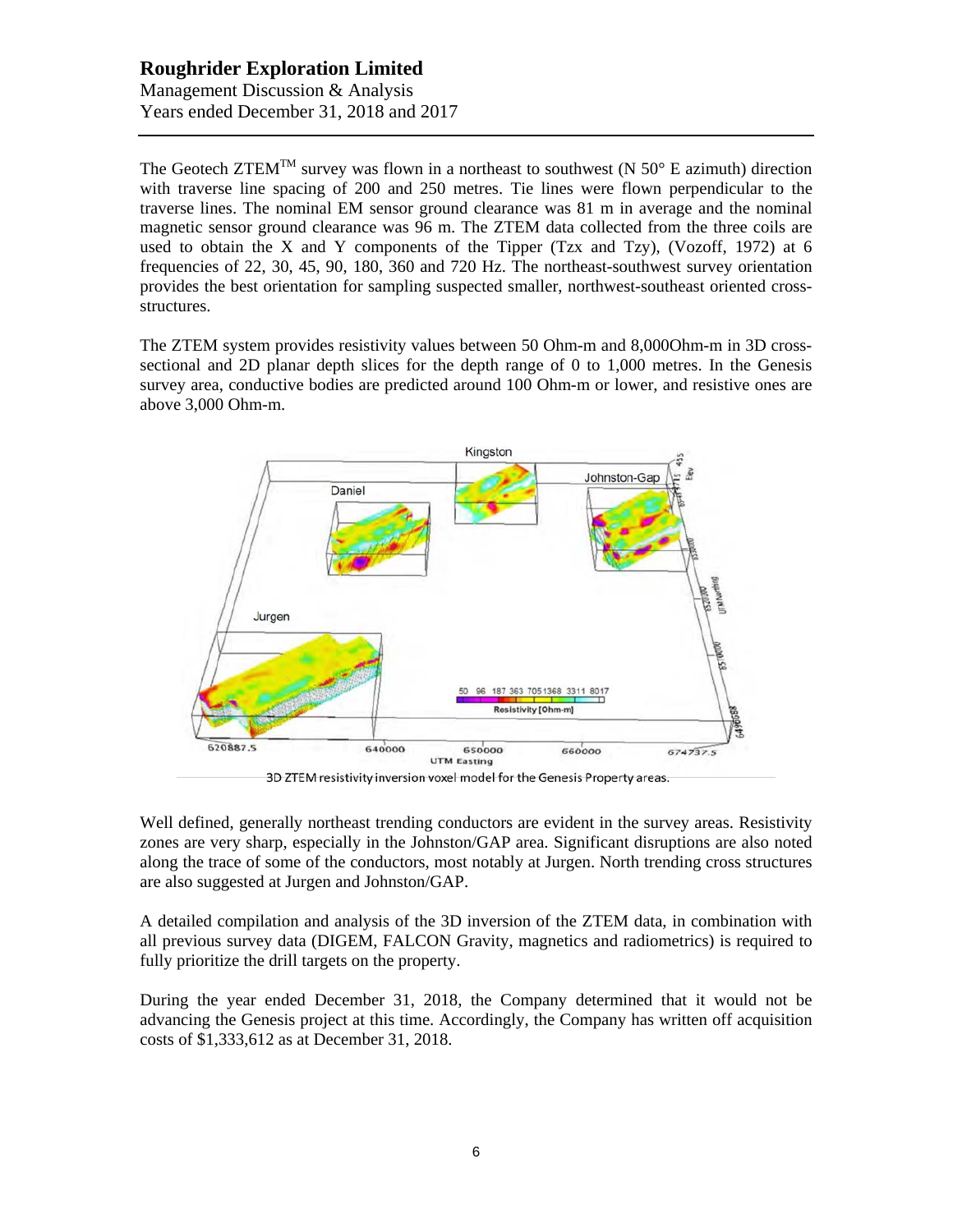The Geotech ZTEM$^{TM}$ survey was flown in a northeast to southwest (N 50° E azimuth) direction with traverse line spacing of 200 and 250 metres. Tie lines were flown perpendicular to the traverse lines. The nominal EM sensor ground clearance was 81 m in average and the nominal magnetic sensor ground clearance was 96 m. The ZTEM data collected from the three coils are used to obtain the X and Y components of the Tipper (Tzx and Tzy), (Vozoff, 1972) at 6 frequencies of 22, 30, 45, 90, 180, 360 and 720 Hz. The northeast-southwest survey orientation provides the best orientation for sampling suspected smaller, northwest-southeast oriented cross-structures.

The ZTEM system provides resistivity values between 50 Ohm-m and 8,000Ohm-m in 3D cross-sectional and 2D planar depth slices for the depth range of 0 to 1,000 metres. In the Genesis survey area, conductive bodies are predicted around 100 Ohm-m or lower, and resistive ones are above 3,000 Ohm-m.

3D ZTEM resistivity inversion voxel model for the Genesis Property areas.

Well defined, generally northeast trending conductors are evident in the survey areas. Resistivity zones are very sharp, especially in the Johnston/GAP area. Significant disruptions are also noted along the trace of some of the conductors, most notably at Jurgen. North trending cross structures are also suggested at Jurgen and Johnston/GAP.

A detailed compilation and analysis of the 3D inversion of the ZTEM data, in combination with all previous survey data (DIGEM, FALCON Gravity, magnetics and radiometrics) is required to fully prioritize the drill targets on the property.

During the year ended December 31, 2018, the Company determined that it would not be advancing the Genesis project at this time. Accordingly, the Company has written off acquisition costs of $1,333,612 as at December 31, 2018.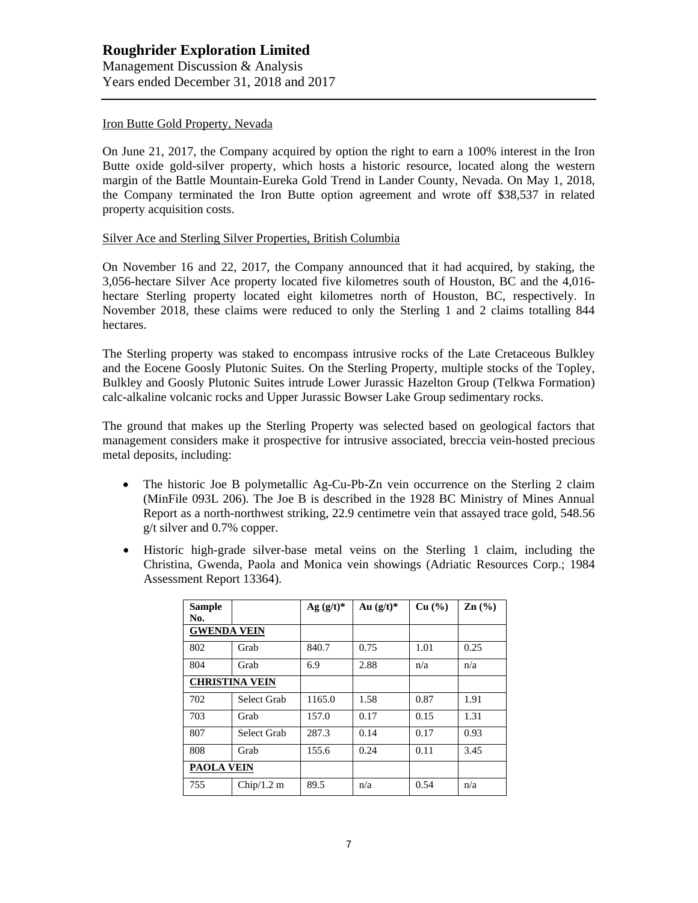Iron Butte Gold Property, Nevada

On June 21, 2017, the Company acquired by option the right to earn a 100% interest in the Iron Butte oxide gold-silver property, which hosts a historic resource, located along the western margin of the Battle Mountain-Eureka Gold Trend in Lander County, Nevada. On May 1, 2018, the Company terminated the Iron Butte option agreement and wrote off $38,537 in related property acquisition costs.

Silver Ace and Sterling Silver Properties, British Columbia

On November 16 and 22, 2017, the Company announced that it had acquired, by staking, the 3,056-hectare Silver Ace property located five kilometres south of Houston, BC and the 4,016-hectare Sterling property located eight kilometres north of Houston, BC, respectively. In November 2018, these claims were reduced to only the Sterling 1 and 2 claims totalling 844 hectares.

The Sterling property was staked to encompass intrusive rocks of the Late Cretaceous Bulkley and the Eocene Goosly Plutonic Suites. On the Sterling Property, multiple stocks of the Topley, Bulkley and Goosly Plutonic Suites intrude Lower Jurassic Hazelton Group (Telkwa Formation) calc-alkaline volcanic rocks and Upper Jurassic Bowser Lake Group sedimentary rocks.

The ground that makes up the Sterling Property was selected based on geological factors that management considers make it prospective for intrusive associated, breccia vein-hosted precious metal deposits, including:

- The historic Joe B polymetallic Ag-Cu-Pb-Zn vein occurrence on the Sterling 2 claim (MinFile 093L 206). The Joe B is described in the 1928 BC Ministry of Mines Annual Report as a north-northwest striking, 22.9 centimetre vein that assayed trace gold, 548.56 g/t silver and 0.7% copper.
- Historic high-grade silver-base metal veins on the Sterling 1 claim, including the Christina, Gwenda, Paola and Monica vein showings (Adriatic Resources Corp.; 1984 Assessment Report 13364).

| Sample No. | | Ag (g/t)* | Au (g/t)* | Cu (%) | Zn (%) |
|---|---|---|---|---|---|
| **GWENDA VEIN** | | | | | |
| 802 | Grab | 840.7 | 0.75 | 1.01 | 0.25 |
| 804 | Grab | 6.9 | 2.88 | n/a | n/a |
| **CHRISTINA VEIN** | | | | | |
| 702 | Select Grab | 1165.0 | 1.58 | 0.87 | 1.91 |
| 703 | Grab | 157.0 | 0.17 | 0.15 | 1.31 |
| 807 | Select Grab | 287.3 | 0.14 | 0.17 | 0.93 |
| 808 | Grab | 155.6 | 0.24 | 0.11 | 3.45 |
| **PAOLA VEIN** | | | | | |
| 755 | Chip/1.2 m | 89.5 | n/a | 0.54 | n/a |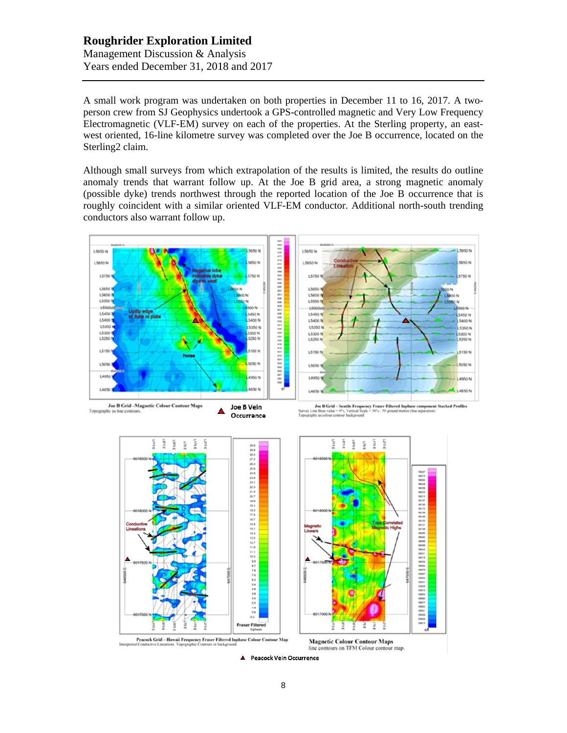A small work program was undertaken on both properties in December 11 to 16, 2017. A two-person crew from SJ Geophysics undertook a GPS-controlled magnetic and Very Low Frequency Electromagnetic (VLF-EM) survey on each of the properties. At the Sterling property, an east-west oriented, 16-line kilometre survey was completed over the Joe B occurrence, located on the Sterling2 claim.

Although small surveys from which extrapolation of the results is limited, the results do outline anomaly trends that warrant follow up. At the Joe B grid area, a strong magnetic anomaly (possible dyke) trends northwest through the reported location of the Joe B occurrence that is roughly coincident with a similar oriented VLF-EM conductor. Additional north-south trending conductors also warrant follow up.

Joe B Grid –Magnetic Colour Contour Maps
Topography as line contours.

Joe B Vein Occurrence

Joe B Grid – Seattle Frequency Fraser Filtered Inphase component Stacked Profiles
Survey Line Base value = 0%, Vertical Scale = 30% / 50 ground metres (line separation)
Topography as colour contour background

Peacock Grid – Hawaii Frequency Fraser Filtered Inphase Colour Contour Map
Interpreted Conductive Lineations. Topographic Contours in background

Magnetic Colour Contour Maps
line contours on TFM Colour contour map.

Peacock Vein Occurrence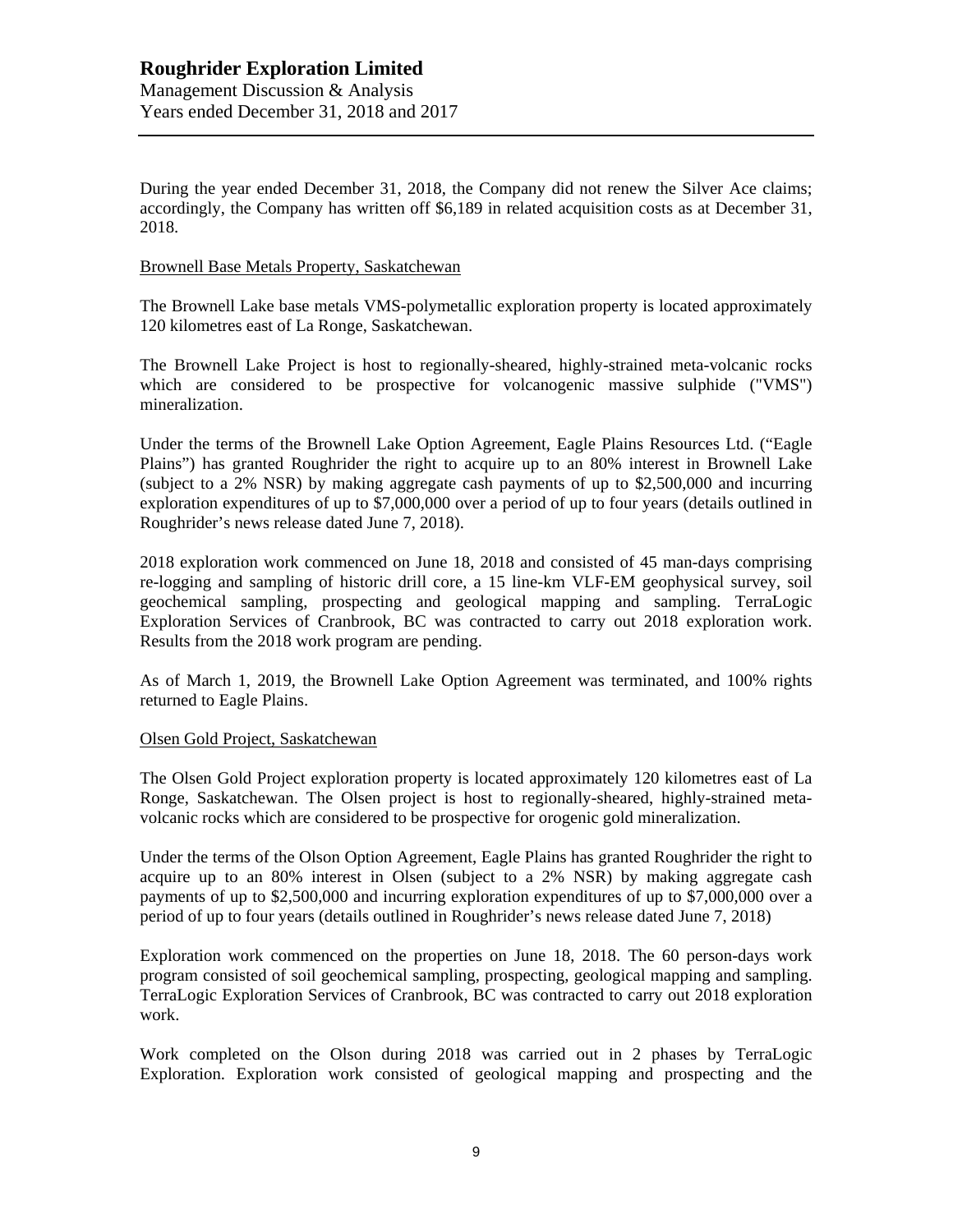During the year ended December 31, 2018, the Company did not renew the Silver Ace claims; accordingly, the Company has written off $6,189 in related acquisition costs as at December 31, 2018.

Brownell Base Metals Property, Saskatchewan

The Brownell Lake base metals VMS-polymetallic exploration property is located approximately 120 kilometres east of La Ronge, Saskatchewan.

The Brownell Lake Project is host to regionally-sheared, highly-strained meta-volcanic rocks which are considered to be prospective for volcanogenic massive sulphide ("VMS") mineralization.

Under the terms of the Brownell Lake Option Agreement, Eagle Plains Resources Ltd. ("Eagle Plains") has granted Roughrider the right to acquire up to an 80% interest in Brownell Lake (subject to a 2% NSR) by making aggregate cash payments of up to $2,500,000 and incurring exploration expenditures of up to $7,000,000 over a period of up to four years (details outlined in Roughrider's news release dated June 7, 2018).

2018 exploration work commenced on June 18, 2018 and consisted of 45 man-days comprising re-logging and sampling of historic drill core, a 15 line-km VLF-EM geophysical survey, soil geochemical sampling, prospecting and geological mapping and sampling. TerraLogic Exploration Services of Cranbrook, BC was contracted to carry out 2018 exploration work. Results from the 2018 work program are pending.

As of March 1, 2019, the Brownell Lake Option Agreement was terminated, and 100% rights returned to Eagle Plains.

Olsen Gold Project, Saskatchewan

The Olsen Gold Project exploration property is located approximately 120 kilometres east of La Ronge, Saskatchewan. The Olsen project is host to regionally-sheared, highly-strained meta-volcanic rocks which are considered to be prospective for orogenic gold mineralization.

Under the terms of the Olson Option Agreement, Eagle Plains has granted Roughrider the right to acquire up to an 80% interest in Olsen (subject to a 2% NSR) by making aggregate cash payments of up to $2,500,000 and incurring exploration expenditures of up to $7,000,000 over a period of up to four years (details outlined in Roughrider's news release dated June 7, 2018)

Exploration work commenced on the properties on June 18, 2018. The 60 person-days work program consisted of soil geochemical sampling, prospecting, geological mapping and sampling. TerraLogic Exploration Services of Cranbrook, BC was contracted to carry out 2018 exploration work.

Work completed on the Olson during 2018 was carried out in 2 phases by TerraLogic Exploration. Exploration work consisted of geological mapping and prospecting and the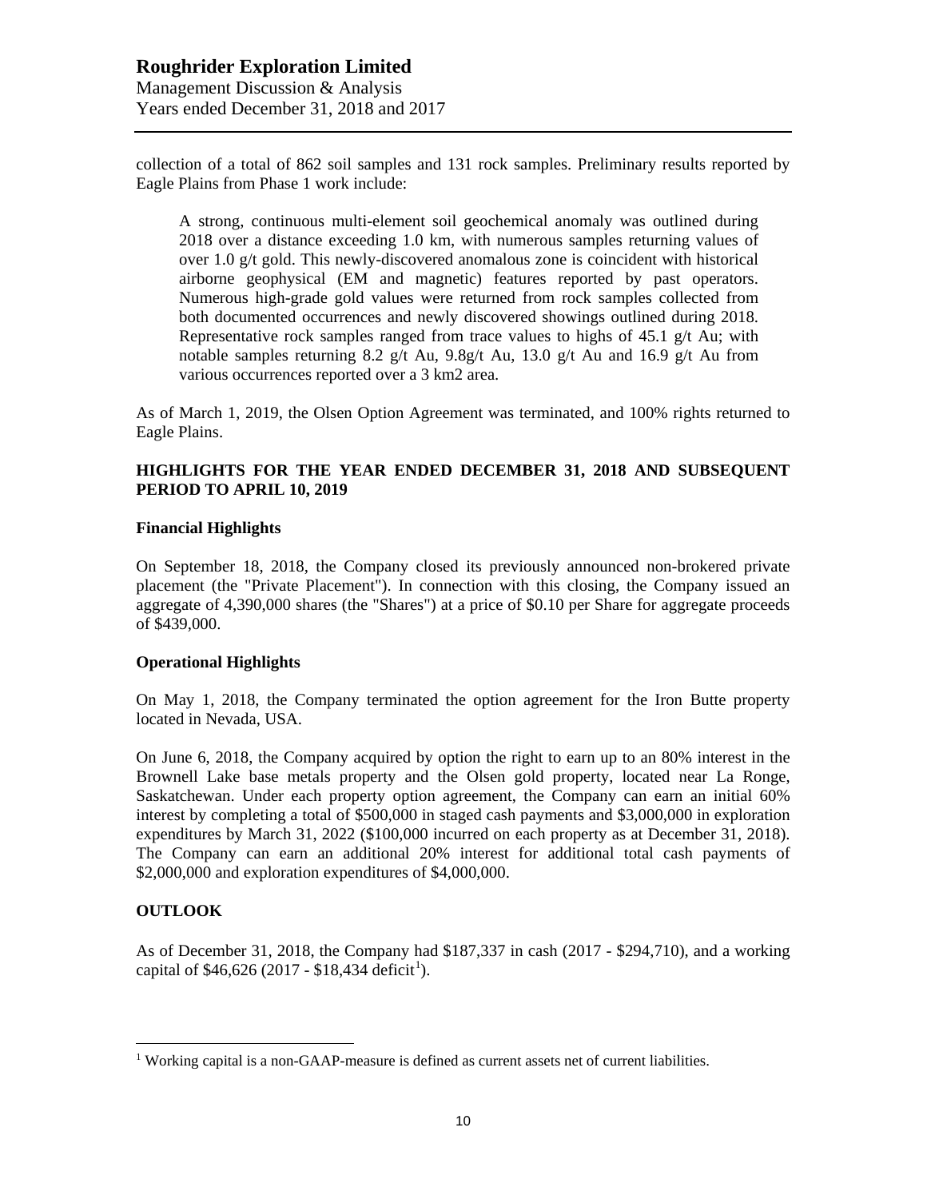collection of a total of 862 soil samples and 131 rock samples. Preliminary results reported by Eagle Plains from Phase 1 work include:

> A strong, continuous multi-element soil geochemical anomaly was outlined during 2018 over a distance exceeding 1.0 km, with numerous samples returning values of over 1.0 g/t gold. This newly-discovered anomalous zone is coincident with historical airborne geophysical (EM and magnetic) features reported by past operators. Numerous high-grade gold values were returned from rock samples collected from both documented occurrences and newly discovered showings outlined during 2018. Representative rock samples ranged from trace values to highs of 45.1 g/t Au; with notable samples returning 8.2 g/t Au, 9.8g/t Au, 13.0 g/t Au and 16.9 g/t Au from various occurrences reported over a 3 km2 area.

As of March 1, 2019, the Olsen Option Agreement was terminated, and 100% rights returned to Eagle Plains.

## HIGHLIGHTS FOR THE YEAR ENDED DECEMBER 31, 2018 AND SUBSEQUENT PERIOD TO APRIL 10, 2019

### Financial Highlights

On September 18, 2018, the Company closed its previously announced non-brokered private placement (the "Private Placement"). In connection with this closing, the Company issued an aggregate of 4,390,000 shares (the "Shares") at a price of $0.10 per Share for aggregate proceeds of $439,000.

### Operational Highlights

On May 1, 2018, the Company terminated the option agreement for the Iron Butte property located in Nevada, USA.

On June 6, 2018, the Company acquired by option the right to earn up to an 80% interest in the Brownell Lake base metals property and the Olsen gold property, located near La Ronge, Saskatchewan. Under each property option agreement, the Company can earn an initial 60% interest by completing a total of $500,000 in staged cash payments and $3,000,000 in exploration expenditures by March 31, 2022 ($100,000 incurred on each property as at December 31, 2018). The Company can earn an additional 20% interest for additional total cash payments of $2,000,000 and exploration expenditures of $4,000,000.

## OUTLOOK

As of December 31, 2018, the Company had $187,337 in cash (2017 - $294,710), and a working capital of $46,626 (2017 - $18,434 deficit[1]).

[1] Working capital is a non-GAAP-measure is defined as current assets net of current liabilities.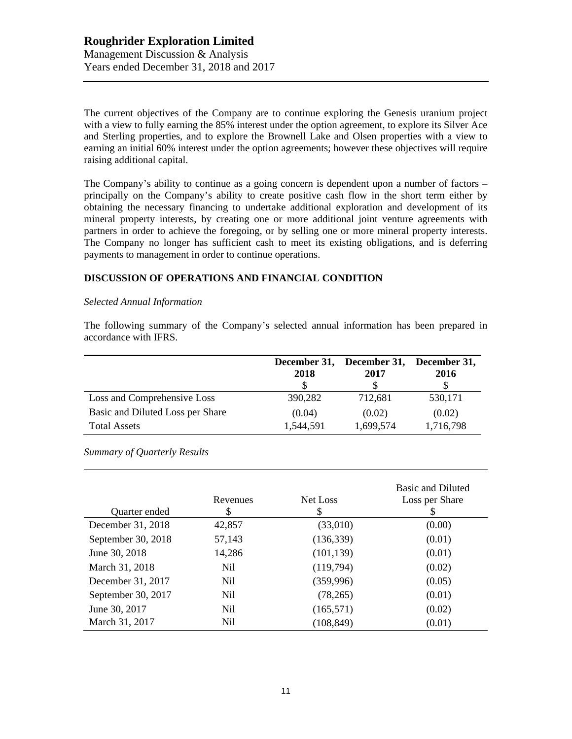The current objectives of the Company are to continue exploring the Genesis uranium project with a view to fully earning the 85% interest under the option agreement, to explore its Silver Ace and Sterling properties, and to explore the Brownell Lake and Olsen properties with a view to earning an initial 60% interest under the option agreements; however these objectives will require raising additional capital.

The Company's ability to continue as a going concern is dependent upon a number of factors – principally on the Company's ability to create positive cash flow in the short term either by obtaining the necessary financing to undertake additional exploration and development of its mineral property interests, by creating one or more additional joint venture agreements with partners in order to achieve the foregoing, or by selling one or more mineral property interests. The Company no longer has sufficient cash to meet its existing obligations, and is deferring payments to management in order to continue operations.

## DISCUSSION OF OPERATIONS AND FINANCIAL CONDITION

*Selected Annual Information*

The following summary of the Company's selected annual information has been prepared in accordance with IFRS.

| | December 31, 2018 $ | December 31, 2017 $ | December 31, 2016 $ |
|---|---|---|---|
| Loss and Comprehensive Loss | 390,282 | 712,681 | 530,171 |
| Basic and Diluted Loss per Share | (0.04) | (0.02) | (0.02) |
| Total Assets | 1,544,591 | 1,699,574 | 1,716,798 |

*Summary of Quarterly Results*

| Quarter ended | Revenues $ | Net Loss $ | Basic and Diluted Loss per Share $ |
|---|---|---|---|
| December 31, 2018 | 42,857 | (33,010) | (0.00) |
| September 30, 2018 | 57,143 | (136,339) | (0.01) |
| June 30, 2018 | 14,286 | (101,139) | (0.01) |
| March 31, 2018 | Nil | (119,794) | (0.02) |
| December 31, 2017 | Nil | (359,996) | (0.05) |
| September 30, 2017 | Nil | (78,265) | (0.01) |
| June 30, 2017 | Nil | (165,571) | (0.02) |
| March 31, 2017 | Nil | (108,849) | (0.01) |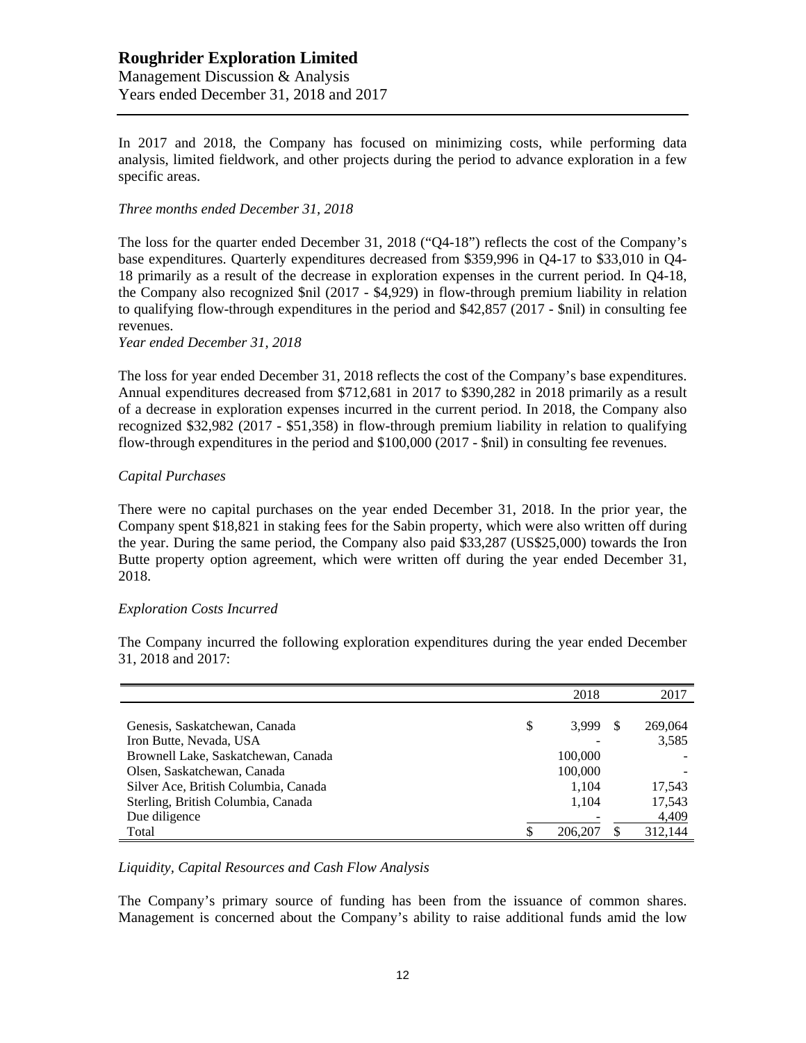In 2017 and 2018, the Company has focused on minimizing costs, while performing data analysis, limited fieldwork, and other projects during the period to advance exploration in a few specific areas.

*Three months ended December 31, 2018*

The loss for the quarter ended December 31, 2018 ("Q4-18") reflects the cost of the Company's base expenditures. Quarterly expenditures decreased from $359,996 in Q4-17 to $33,010 in Q4-18 primarily as a result of the decrease in exploration expenses in the current period. In Q4-18, the Company also recognized $nil (2017 - $4,929) in flow-through premium liability in relation to qualifying flow-through expenditures in the period and $42,857 (2017 - $nil) in consulting fee revenues.

*Year ended December 31, 2018*

The loss for year ended December 31, 2018 reflects the cost of the Company's base expenditures. Annual expenditures decreased from $712,681 in 2017 to $390,282 in 2018 primarily as a result of a decrease in exploration expenses incurred in the current period. In 2018, the Company also recognized $32,982 (2017 - $51,358) in flow-through premium liability in relation to qualifying flow-through expenditures in the period and $100,000 (2017 - $nil) in consulting fee revenues.

*Capital Purchases*

There were no capital purchases on the year ended December 31, 2018. In the prior year, the Company spent $18,821 in staking fees for the Sabin property, which were also written off during the year. During the same period, the Company also paid $33,287 (US$25,000) towards the Iron Butte property option agreement, which were written off during the year ended December 31, 2018.

*Exploration Costs Incurred*

The Company incurred the following exploration expenditures during the year ended December 31, 2018 and 2017:

| | 2018 | 2017 |
|---|---|---|
| Genesis, Saskatchewan, Canada | $ 3,999 | $ 269,064 |
| Iron Butte, Nevada, USA | - | 3,585 |
| Brownell Lake, Saskatchewan, Canada | 100,000 | - |
| Olsen, Saskatchewan, Canada | 100,000 | - |
| Silver Ace, British Columbia, Canada | 1,104 | 17,543 |
| Sterling, British Columbia, Canada | 1,104 | 17,543 |
| Due diligence | - | 4,409 |
| Total | $ 206,207 | $ 312,144 |

*Liquidity, Capital Resources and Cash Flow Analysis*

The Company's primary source of funding has been from the issuance of common shares. Management is concerned about the Company's ability to raise additional funds amid the low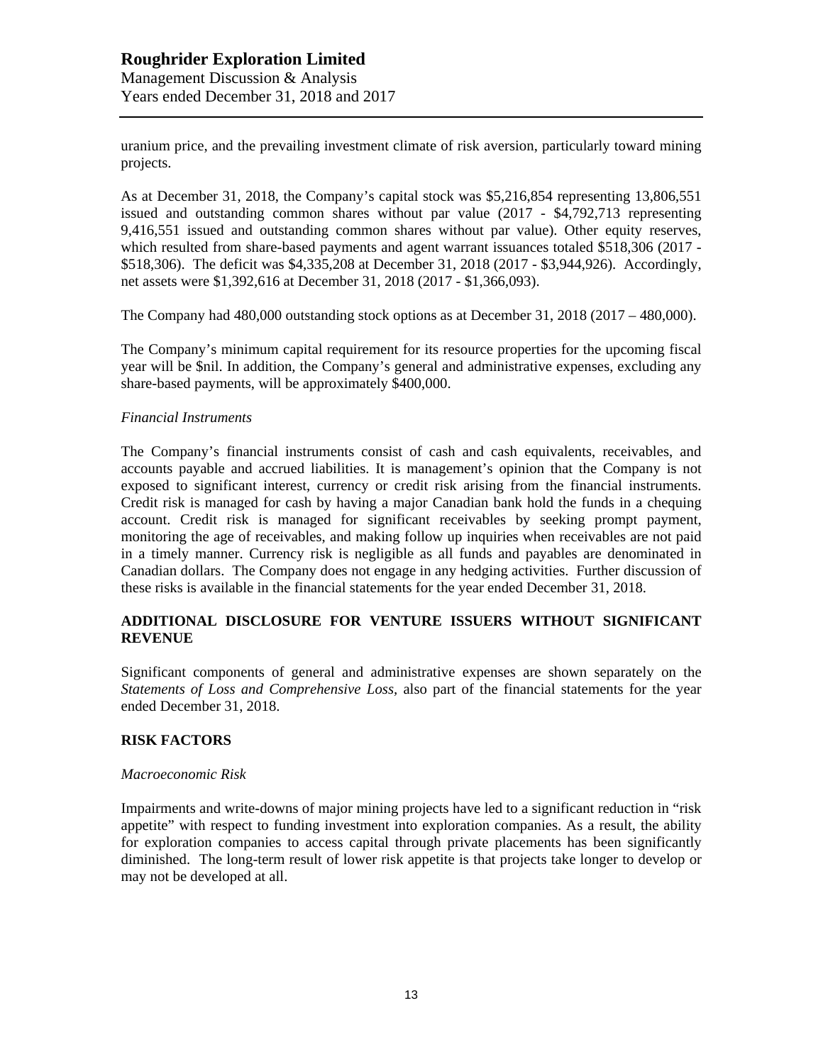uranium price, and the prevailing investment climate of risk aversion, particularly toward mining projects.

As at December 31, 2018, the Company's capital stock was $5,216,854 representing 13,806,551 issued and outstanding common shares without par value (2017 - $4,792,713 representing 9,416,551 issued and outstanding common shares without par value). Other equity reserves, which resulted from share-based payments and agent warrant issuances totaled $518,306 (2017 - $518,306). The deficit was $4,335,208 at December 31, 2018 (2017 - $3,944,926). Accordingly, net assets were $1,392,616 at December 31, 2018 (2017 - $1,366,093).

The Company had 480,000 outstanding stock options as at December 31, 2018 (2017 – 480,000).

The Company's minimum capital requirement for its resource properties for the upcoming fiscal year will be $nil. In addition, the Company's general and administrative expenses, excluding any share-based payments, will be approximately $400,000.

*Financial Instruments*

The Company's financial instruments consist of cash and cash equivalents, receivables, and accounts payable and accrued liabilities. It is management's opinion that the Company is not exposed to significant interest, currency or credit risk arising from the financial instruments. Credit risk is managed for cash by having a major Canadian bank hold the funds in a chequing account. Credit risk is managed for significant receivables by seeking prompt payment, monitoring the age of receivables, and making follow up inquiries when receivables are not paid in a timely manner. Currency risk is negligible as all funds and payables are denominated in Canadian dollars. The Company does not engage in any hedging activities. Further discussion of these risks is available in the financial statements for the year ended December 31, 2018.

## ADDITIONAL DISCLOSURE FOR VENTURE ISSUERS WITHOUT SIGNIFICANT REVENUE

Significant components of general and administrative expenses are shown separately on the *Statements of Loss and Comprehensive Loss*, also part of the financial statements for the year ended December 31, 2018.

## RISK FACTORS

*Macroeconomic Risk*

Impairments and write-downs of major mining projects have led to a significant reduction in "risk appetite" with respect to funding investment into exploration companies. As a result, the ability for exploration companies to access capital through private placements has been significantly diminished. The long-term result of lower risk appetite is that projects take longer to develop or may not be developed at all.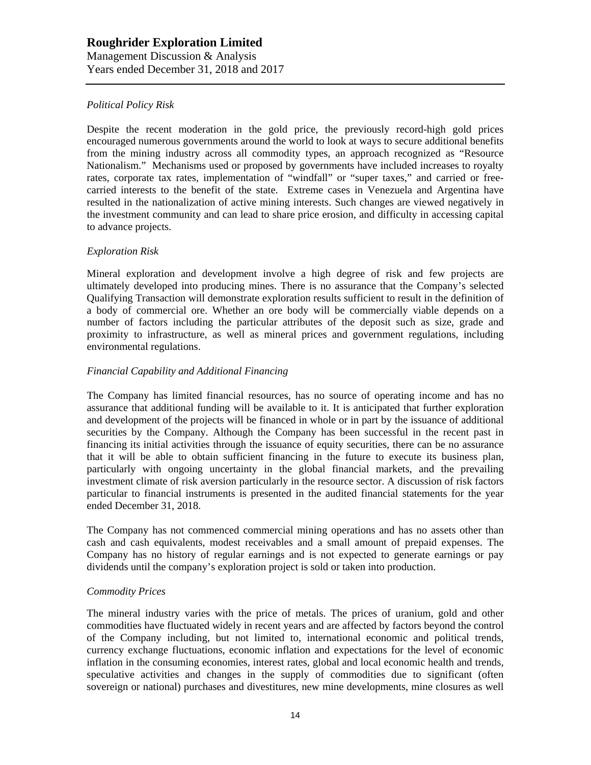*Political Policy Risk*

Despite the recent moderation in the gold price, the previously record-high gold prices encouraged numerous governments around the world to look at ways to secure additional benefits from the mining industry across all commodity types, an approach recognized as "Resource Nationalism." Mechanisms used or proposed by governments have included increases to royalty rates, corporate tax rates, implementation of "windfall" or "super taxes," and carried or free-carried interests to the benefit of the state. Extreme cases in Venezuela and Argentina have resulted in the nationalization of active mining interests. Such changes are viewed negatively in the investment community and can lead to share price erosion, and difficulty in accessing capital to advance projects.

*Exploration Risk*

Mineral exploration and development involve a high degree of risk and few projects are ultimately developed into producing mines. There is no assurance that the Company's selected Qualifying Transaction will demonstrate exploration results sufficient to result in the definition of a body of commercial ore. Whether an ore body will be commercially viable depends on a number of factors including the particular attributes of the deposit such as size, grade and proximity to infrastructure, as well as mineral prices and government regulations, including environmental regulations.

*Financial Capability and Additional Financing*

The Company has limited financial resources, has no source of operating income and has no assurance that additional funding will be available to it. It is anticipated that further exploration and development of the projects will be financed in whole or in part by the issuance of additional securities by the Company. Although the Company has been successful in the recent past in financing its initial activities through the issuance of equity securities, there can be no assurance that it will be able to obtain sufficient financing in the future to execute its business plan, particularly with ongoing uncertainty in the global financial markets, and the prevailing investment climate of risk aversion particularly in the resource sector. A discussion of risk factors particular to financial instruments is presented in the audited financial statements for the year ended December 31, 2018.

The Company has not commenced commercial mining operations and has no assets other than cash and cash equivalents, modest receivables and a small amount of prepaid expenses. The Company has no history of regular earnings and is not expected to generate earnings or pay dividends until the company's exploration project is sold or taken into production.

*Commodity Prices*

The mineral industry varies with the price of metals. The prices of uranium, gold and other commodities have fluctuated widely in recent years and are affected by factors beyond the control of the Company including, but not limited to, international economic and political trends, currency exchange fluctuations, economic inflation and expectations for the level of economic inflation in the consuming economies, interest rates, global and local economic health and trends, speculative activities and changes in the supply of commodities due to significant (often sovereign or national) purchases and divestitures, new mine developments, mine closures as well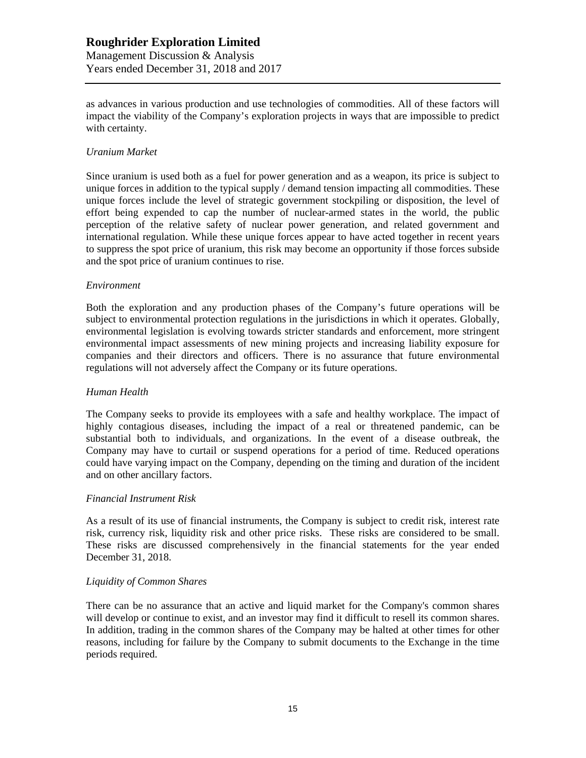as advances in various production and use technologies of commodities. All of these factors will impact the viability of the Company's exploration projects in ways that are impossible to predict with certainty.

*Uranium Market*

Since uranium is used both as a fuel for power generation and as a weapon, its price is subject to unique forces in addition to the typical supply / demand tension impacting all commodities. These unique forces include the level of strategic government stockpiling or disposition, the level of effort being expended to cap the number of nuclear-armed states in the world, the public perception of the relative safety of nuclear power generation, and related government and international regulation. While these unique forces appear to have acted together in recent years to suppress the spot price of uranium, this risk may become an opportunity if those forces subside and the spot price of uranium continues to rise.

*Environment*

Both the exploration and any production phases of the Company's future operations will be subject to environmental protection regulations in the jurisdictions in which it operates. Globally, environmental legislation is evolving towards stricter standards and enforcement, more stringent environmental impact assessments of new mining projects and increasing liability exposure for companies and their directors and officers. There is no assurance that future environmental regulations will not adversely affect the Company or its future operations.

*Human Health*

The Company seeks to provide its employees with a safe and healthy workplace. The impact of highly contagious diseases, including the impact of a real or threatened pandemic, can be substantial both to individuals, and organizations. In the event of a disease outbreak, the Company may have to curtail or suspend operations for a period of time. Reduced operations could have varying impact on the Company, depending on the timing and duration of the incident and on other ancillary factors.

*Financial Instrument Risk*

As a result of its use of financial instruments, the Company is subject to credit risk, interest rate risk, currency risk, liquidity risk and other price risks. These risks are considered to be small. These risks are discussed comprehensively in the financial statements for the year ended December 31, 2018.

*Liquidity of Common Shares*

There can be no assurance that an active and liquid market for the Company's common shares will develop or continue to exist, and an investor may find it difficult to resell its common shares. In addition, trading in the common shares of the Company may be halted at other times for other reasons, including for failure by the Company to submit documents to the Exchange in the time periods required.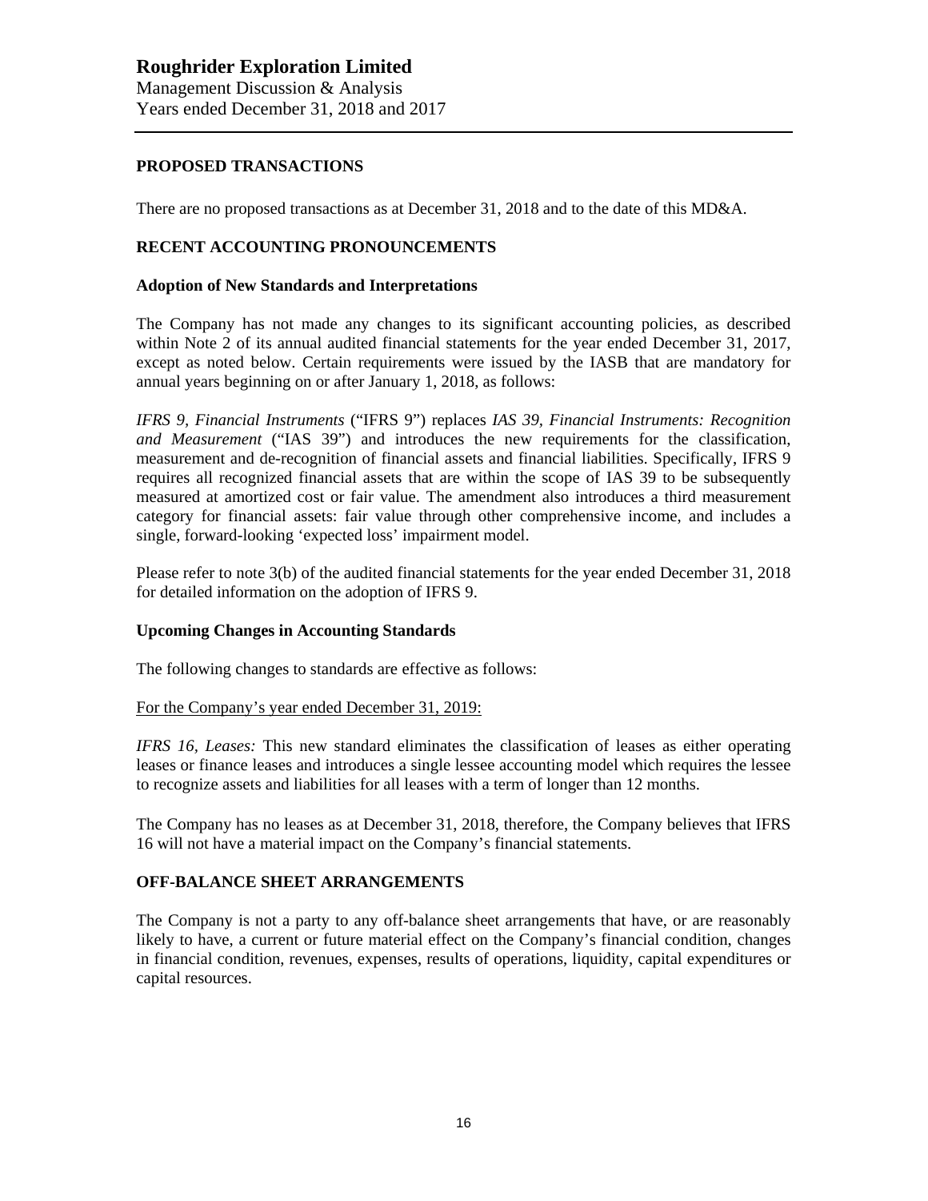## PROPOSED TRANSACTIONS

There are no proposed transactions as at December 31, 2018 and to the date of this MD&A.

## RECENT ACCOUNTING PRONOUNCEMENTS

### Adoption of New Standards and Interpretations

The Company has not made any changes to its significant accounting policies, as described within Note 2 of its annual audited financial statements for the year ended December 31, 2017, except as noted below. Certain requirements were issued by the IASB that are mandatory for annual years beginning on or after January 1, 2018, as follows:

*IFRS 9, Financial Instruments* ("IFRS 9") replaces *IAS 39, Financial Instruments: Recognition and Measurement* ("IAS 39") and introduces the new requirements for the classification, measurement and de-recognition of financial assets and financial liabilities. Specifically, IFRS 9 requires all recognized financial assets that are within the scope of IAS 39 to be subsequently measured at amortized cost or fair value. The amendment also introduces a third measurement category for financial assets: fair value through other comprehensive income, and includes a single, forward-looking 'expected loss' impairment model.

Please refer to note 3(b) of the audited financial statements for the year ended December 31, 2018 for detailed information on the adoption of IFRS 9.

### Upcoming Changes in Accounting Standards

The following changes to standards are effective as follows:

<u>For the Company's year ended December 31, 2019:</u>

*IFRS 16, Leases:* This new standard eliminates the classification of leases as either operating leases or finance leases and introduces a single lessee accounting model which requires the lessee to recognize assets and liabilities for all leases with a term of longer than 12 months.

The Company has no leases as at December 31, 2018, therefore, the Company believes that IFRS 16 will not have a material impact on the Company's financial statements.

## OFF-BALANCE SHEET ARRANGEMENTS

The Company is not a party to any off-balance sheet arrangements that have, or are reasonably likely to have, a current or future material effect on the Company's financial condition, changes in financial condition, revenues, expenses, results of operations, liquidity, capital expenditures or capital resources.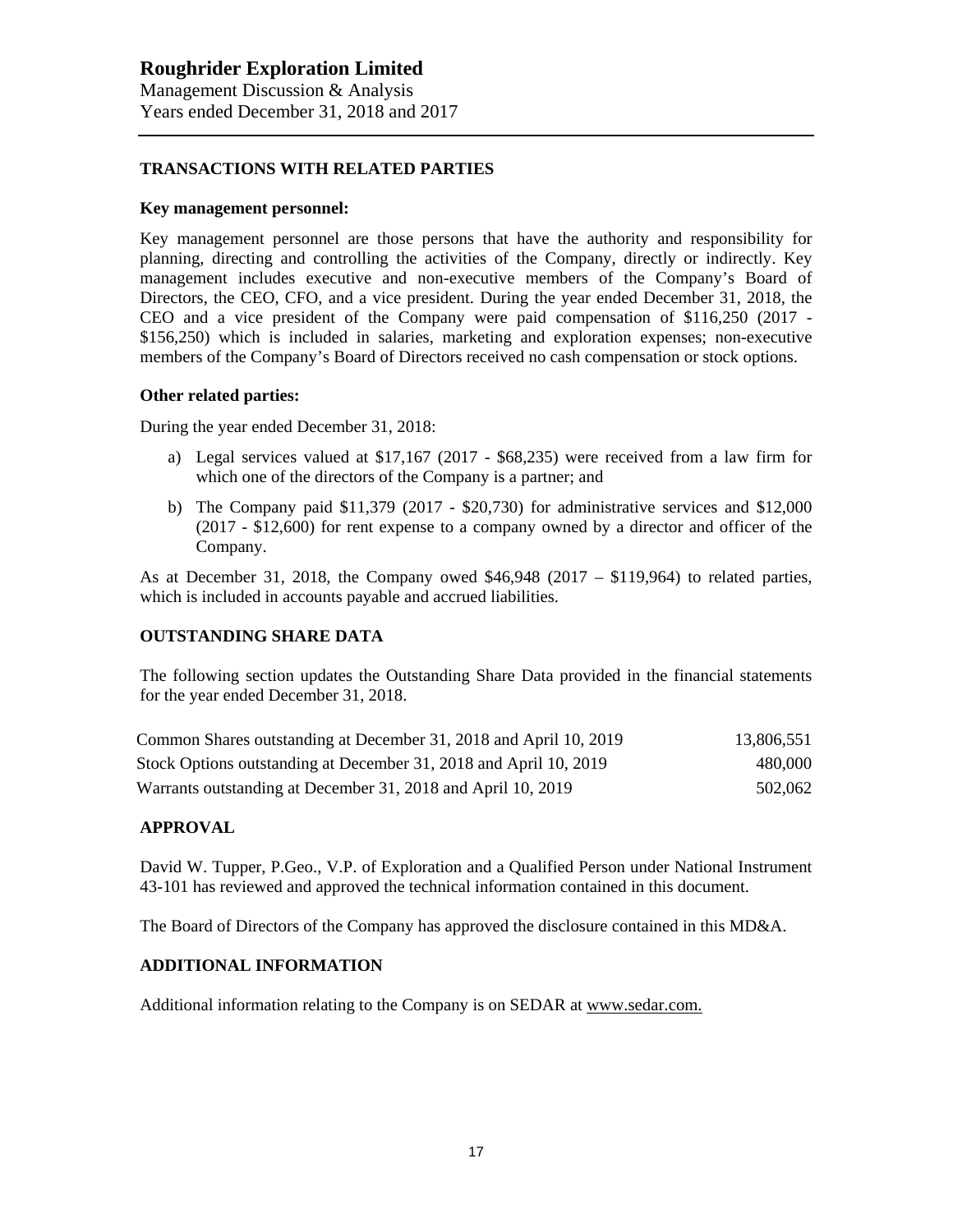## TRANSACTIONS WITH RELATED PARTIES

**Key management personnel:**

Key management personnel are those persons that have the authority and responsibility for planning, directing and controlling the activities of the Company, directly or indirectly. Key management includes executive and non-executive members of the Company's Board of Directors, the CEO, CFO, and a vice president. During the year ended December 31, 2018, the CEO and a vice president of the Company were paid compensation of $116,250 (2017 - $156,250) which is included in salaries, marketing and exploration expenses; non-executive members of the Company's Board of Directors received no cash compensation or stock options.

**Other related parties:**

During the year ended December 31, 2018:

a) Legal services valued at $17,167 (2017 - $68,235) were received from a law firm for which one of the directors of the Company is a partner; and

b) The Company paid $11,379 (2017 - $20,730) for administrative services and $12,000 (2017 - $12,600) for rent expense to a company owned by a director and officer of the Company.

As at December 31, 2018, the Company owed $46,948 (2017 – $119,964) to related parties, which is included in accounts payable and accrued liabilities.

## OUTSTANDING SHARE DATA

The following section updates the Outstanding Share Data provided in the financial statements for the year ended December 31, 2018.

| | |
|---|---|
| Common Shares outstanding at December 31, 2018 and April 10, 2019 | 13,806,551 |
| Stock Options outstanding at December 31, 2018 and April 10, 2019 | 480,000 |
| Warrants outstanding at December 31, 2018 and April 10, 2019 | 502,062 |

## APPROVAL

David W. Tupper, P.Geo., V.P. of Exploration and a Qualified Person under National Instrument 43-101 has reviewed and approved the technical information contained in this document.

The Board of Directors of the Company has approved the disclosure contained in this MD&A.

## ADDITIONAL INFORMATION

Additional information relating to the Company is on SEDAR at www.sedar.com.